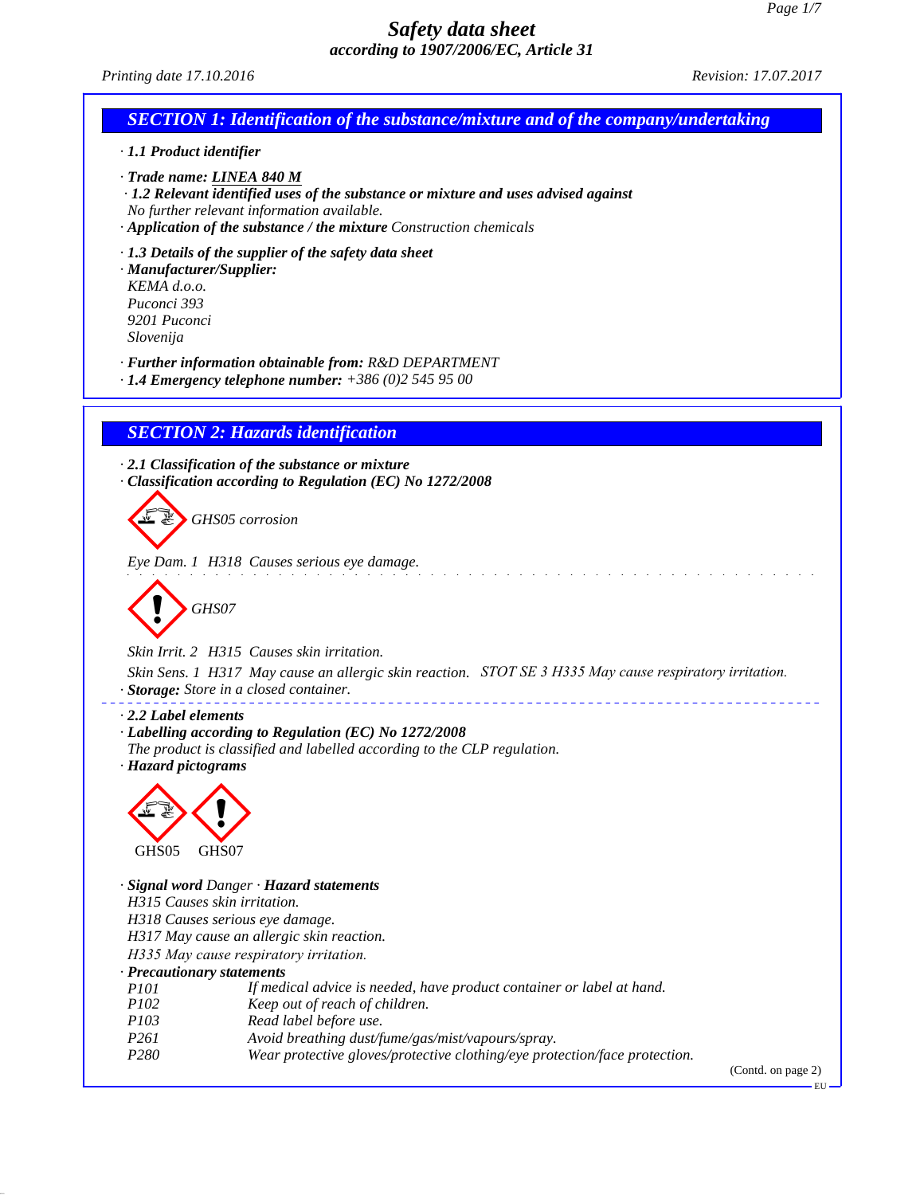# Safety data sheet
*according to 1907/2006/EC, Article 31*

*Printing date 17.10.2016* *Revision: 17.07.2017*

## SECTION 1: Identification of the substance/mixture and of the company/undertaking

· **1.1 Product identifier**

· **Trade name: LINEA 840 M**

· **1.2 Relevant identified uses of the substance or mixture and uses advised against**
No further relevant information available.

· **Application of the substance / the mixture** Construction chemicals

· **1.3 Details of the supplier of the safety data sheet**

· **Manufacturer/Supplier:**
KEMA d.o.o.
Puconci 393
9201 Puconci
Slovenija

· **Further information obtainable from:** R&D DEPARTMENT

· **1.4 Emergency telephone number:** +386 (0)2 545 95 00

## SECTION 2: Hazards identification

· **2.1 Classification of the substance or mixture**

· **Classification according to Regulation (EC) No 1272/2008**

GHS05 corrosion

Eye Dam. 1 H318 Causes serious eye damage.

GHS07

Skin Irrit. 2 H315 Causes skin irritation.

Skin Sens. 1 H317 May cause an allergic skin reaction. STOT SE 3 H335 May cause respiratory irritation.

· **Storage:** Store in a closed container.

· **2.2 Label elements**

· **Labelling according to Regulation (EC) No 1272/2008**
The product is classified and labelled according to the CLP regulation.

· **Hazard pictograms**

GHS05 GHS07

· **Signal word** Danger · **Hazard statements**
H315 Causes skin irritation.
H318 Causes serious eye damage.
H317 May cause an allergic skin reaction.
H335 May cause respiratory irritation.

· **Precautionary statements**

| | |
|---|---|
| P101 | If medical advice is needed, have product container or label at hand. |
| P102 | Keep out of reach of children. |
| P103 | Read label before use. |
| P261 | Avoid breathing dust/fume/gas/mist/vapours/spray. |
| P280 | Wear protective gloves/protective clothing/eye protection/face protection. |

(Contd. on page 2)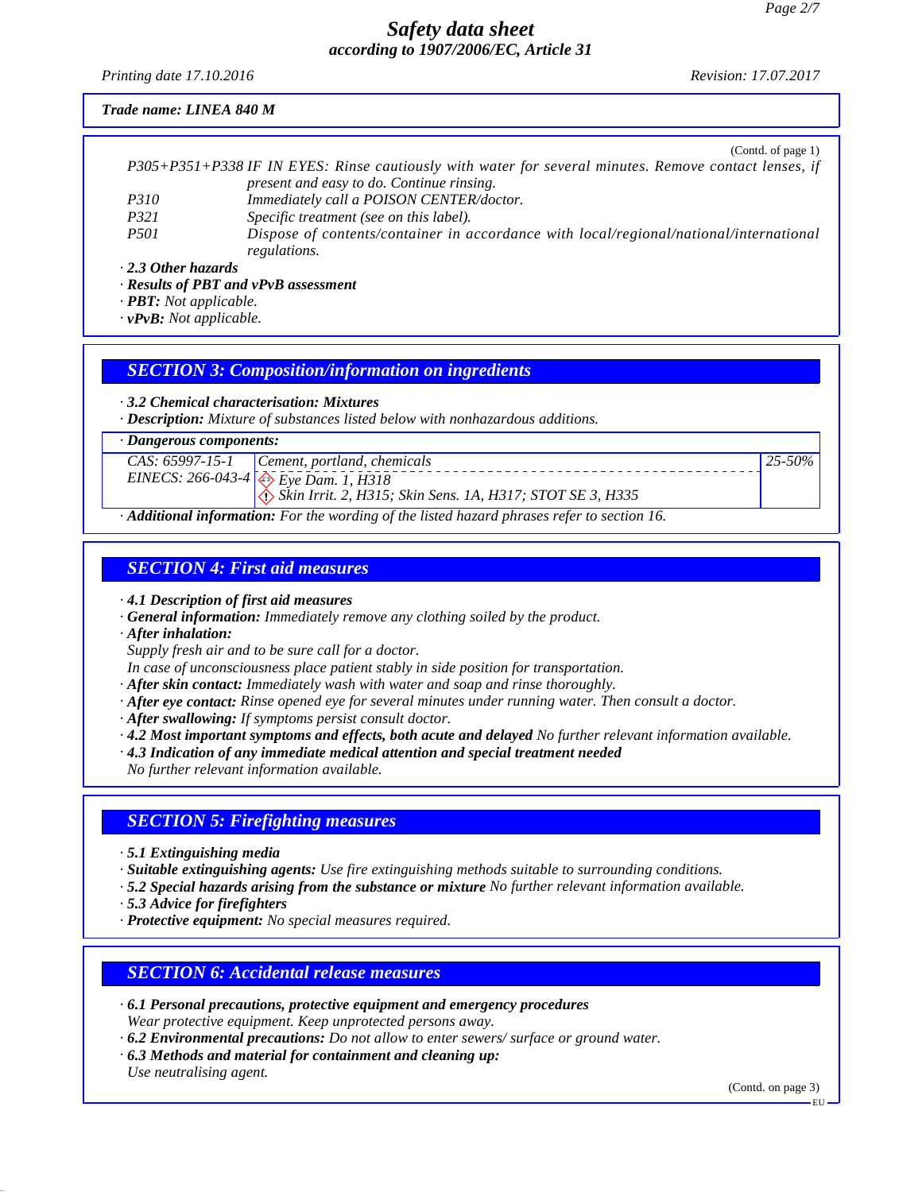*Safety data sheet*
*according to 1907/2006/EC, Article 31*

*Printing date 17.10.2016* — *Revision: 17.07.2017*

**Trade name: LINEA 840 M**

(Contd. of page 1)

| | |
|---|---|
| P305+P351+P338 | IF IN EYES: Rinse cautiously with water for several minutes. Remove contact lenses, if present and easy to do. Continue rinsing. |
| P310 | Immediately call a POISON CENTER/doctor. |
| P321 | Specific treatment (see on this label). |
| P501 | Dispose of contents/container in accordance with local/regional/national/international regulations. |

· **2.3 Other hazards**
· **Results of PBT and vPvB assessment**
· **PBT:** Not applicable.
· **vPvB:** Not applicable.

## SECTION 3: Composition/information on ingredients

· **3.2 Chemical characterisation: Mixtures**
· **Description:** Mixture of substances listed below with nonhazardous additions.

| · Dangerous components: | | |
|---|---|---|
| CAS: 65997-15-1<br>EINECS: 266-043-4 | Cement, portland, chemicals<br>Eye Dam. 1, H318<br>Skin Irrit. 2, H315; Skin Sens. 1A, H317; STOT SE 3, H335 | 25-50% |

· **Additional information:** For the wording of the listed hazard phrases refer to section 16.

## SECTION 4: First aid measures

· **4.1 Description of first aid measures**
· **General information:** Immediately remove any clothing soiled by the product.
· **After inhalation:**
Supply fresh air and to be sure call for a doctor.
In case of unconsciousness place patient stably in side position for transportation.
· **After skin contact:** Immediately wash with water and soap and rinse thoroughly.
· **After eye contact:** Rinse opened eye for several minutes under running water. Then consult a doctor.
· **After swallowing:** If symptoms persist consult doctor.
· **4.2 Most important symptoms and effects, both acute and delayed** No further relevant information available.
· **4.3 Indication of any immediate medical attention and special treatment needed**
No further relevant information available.

## SECTION 5: Firefighting measures

· **5.1 Extinguishing media**
· **Suitable extinguishing agents:** Use fire extinguishing methods suitable to surrounding conditions.
· **5.2 Special hazards arising from the substance or mixture** No further relevant information available.
· **5.3 Advice for firefighters**
· **Protective equipment:** No special measures required.

## SECTION 6: Accidental release measures

· **6.1 Personal precautions, protective equipment and emergency procedures**
Wear protective equipment. Keep unprotected persons away.
· **6.2 Environmental precautions:** Do not allow to enter sewers/ surface or ground water.
· **6.3 Methods and material for containment and cleaning up:**
Use neutralising agent.

(Contd. on page 3)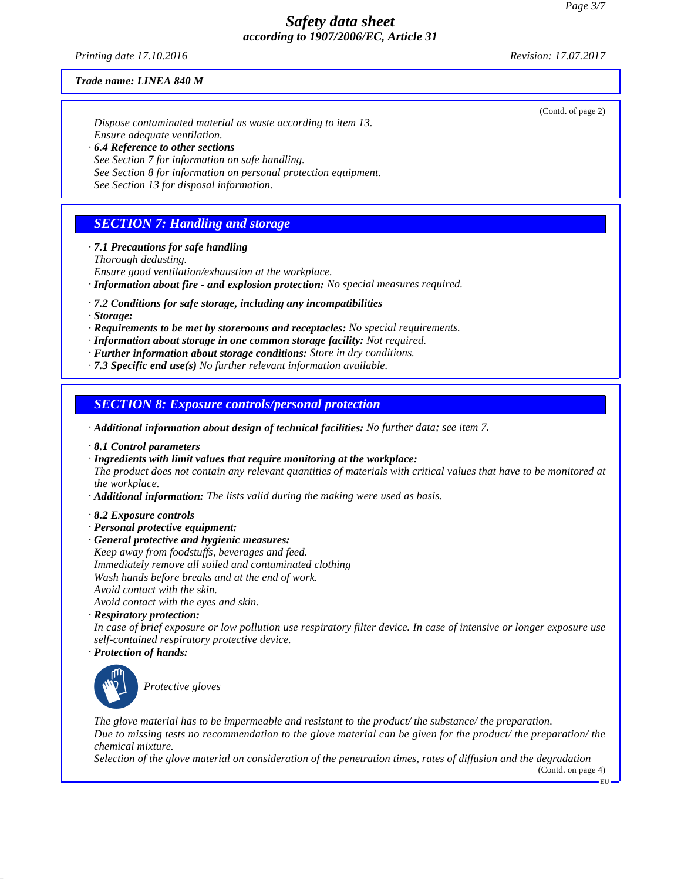**Trade name: LINEA 840 M**

(Contd. of page 2)

*Dispose contaminated material as waste according to item 13.*
*Ensure adequate ventilation.*

· **6.4 Reference to other sections**
*See Section 7 for information on safe handling.*
*See Section 8 for information on personal protection equipment.*
*See Section 13 for disposal information.*

## SECTION 7: Handling and storage

· **7.1 Precautions for safe handling**
*Thorough dedusting.*
*Ensure good ventilation/exhaustion at the workplace.*
· **Information about fire - and explosion protection:** *No special measures required.*

· **7.2 Conditions for safe storage, including any incompatibilities**
· **Storage:**
· **Requirements to be met by storerooms and receptacles:** *No special requirements.*
· **Information about storage in one common storage facility:** *Not required.*
· **Further information about storage conditions:** *Store in dry conditions.*
· **7.3 Specific end use(s)** *No further relevant information available.*

## SECTION 8: Exposure controls/personal protection

· **Additional information about design of technical facilities:** *No further data; see item 7.*

· **8.1 Control parameters**
· **Ingredients with limit values that require monitoring at the workplace:**
*The product does not contain any relevant quantities of materials with critical values that have to be monitored at the workplace.*
· **Additional information:** *The lists valid during the making were used as basis.*

· **8.2 Exposure controls**
· **Personal protective equipment:**
· **General protective and hygienic measures:**
*Keep away from foodstuffs, beverages and feed.*
*Immediately remove all soiled and contaminated clothing*
*Wash hands before breaks and at the end of work.*
*Avoid contact with the skin.*
*Avoid contact with the eyes and skin.*
· **Respiratory protection:**
*In case of brief exposure or low pollution use respiratory filter device. In case of intensive or longer exposure use self-contained respiratory protective device.*
· **Protection of hands:**

*Protective gloves*

*The glove material has to be impermeable and resistant to the product/ the substance/ the preparation.*
*Due to missing tests no recommendation to the glove material can be given for the product/ the preparation/ the chemical mixture.*
*Selection of the glove material on consideration of the penetration times, rates of diffusion and the degradation*

(Contd. on page 4)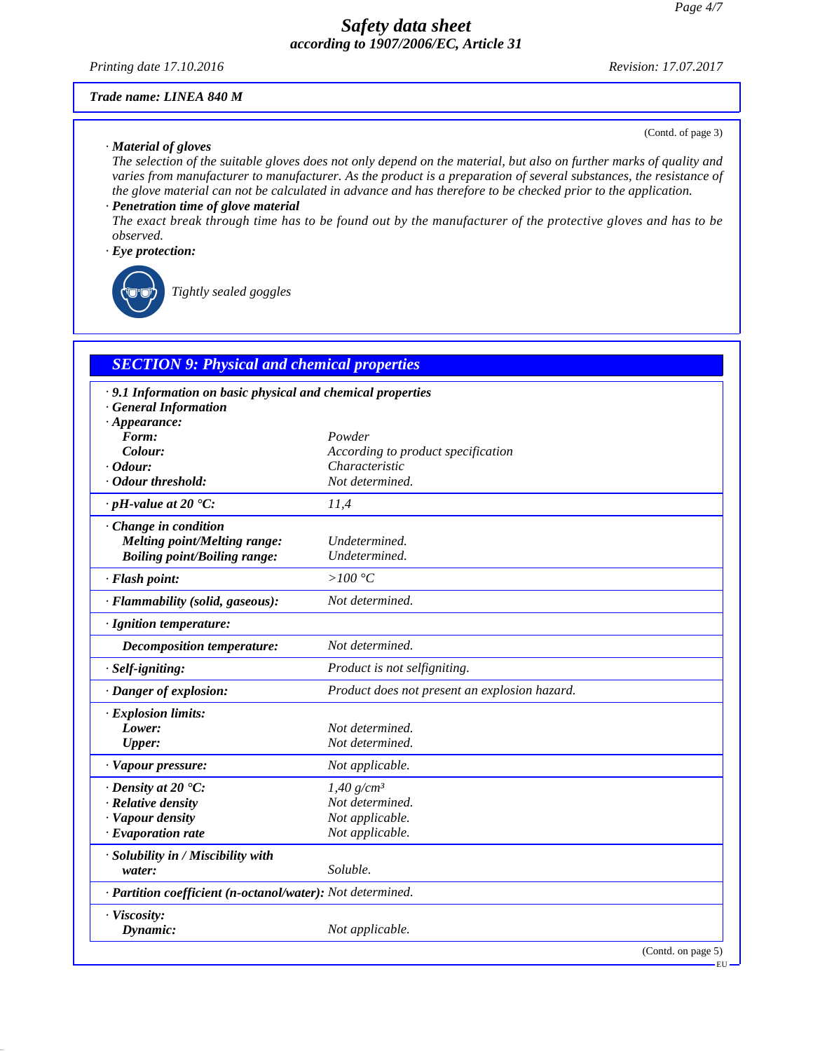Trade name: LINEA 840 M

(Contd. of page 3)

· **Material of gloves**
The selection of the suitable gloves does not only depend on the material, but also on further marks of quality and varies from manufacturer to manufacturer. As the product is a preparation of several substances, the resistance of the glove material can not be calculated in advance and has therefore to be checked prior to the application.

· **Penetration time of glove material**
The exact break through time has to be found out by the manufacturer of the protective gloves and has to be observed.

· **Eye protection:**

Tightly sealed goggles

## SECTION 9: Physical and chemical properties

· **9.1 Information on basic physical and chemical properties**
· **General Information**

| Property | Value |
|---|---|
| · **Appearance:** | |
| **Form:** | Powder |
| **Colour:** | According to product specification |
| · **Odour:** | Characteristic |
| · **Odour threshold:** | Not determined. |
| · **pH-value at 20 °C:** | 11,4 |
| · **Change in condition** | |
| **Melting point/Melting range:** | Undetermined. |
| **Boiling point/Boiling range:** | Undetermined. |
| · **Flash point:** | >100 °C |
| · **Flammability (solid, gaseous):** | Not determined. |
| · **Ignition temperature:** | |
| **Decomposition temperature:** | Not determined. |
| · **Self-igniting:** | Product is not selfigniting. |
| · **Danger of explosion:** | Product does not present an explosion hazard. |
| · **Explosion limits:** | |
| **Lower:** | Not determined. |
| **Upper:** | Not determined. |
| · **Vapour pressure:** | Not applicable. |
| · **Density at 20 °C:** | 1,40 g/cm³ |
| · **Relative density** | Not determined. |
| · **Vapour density** | Not applicable. |
| · **Evaporation rate** | Not applicable. |
| · **Solubility in / Miscibility with** | |
| **water:** | Soluble. |
| · **Partition coefficient (n-octanol/water):** | Not determined. |
| · **Viscosity:** | |
| **Dynamic:** | Not applicable. |

(Contd. on page 5)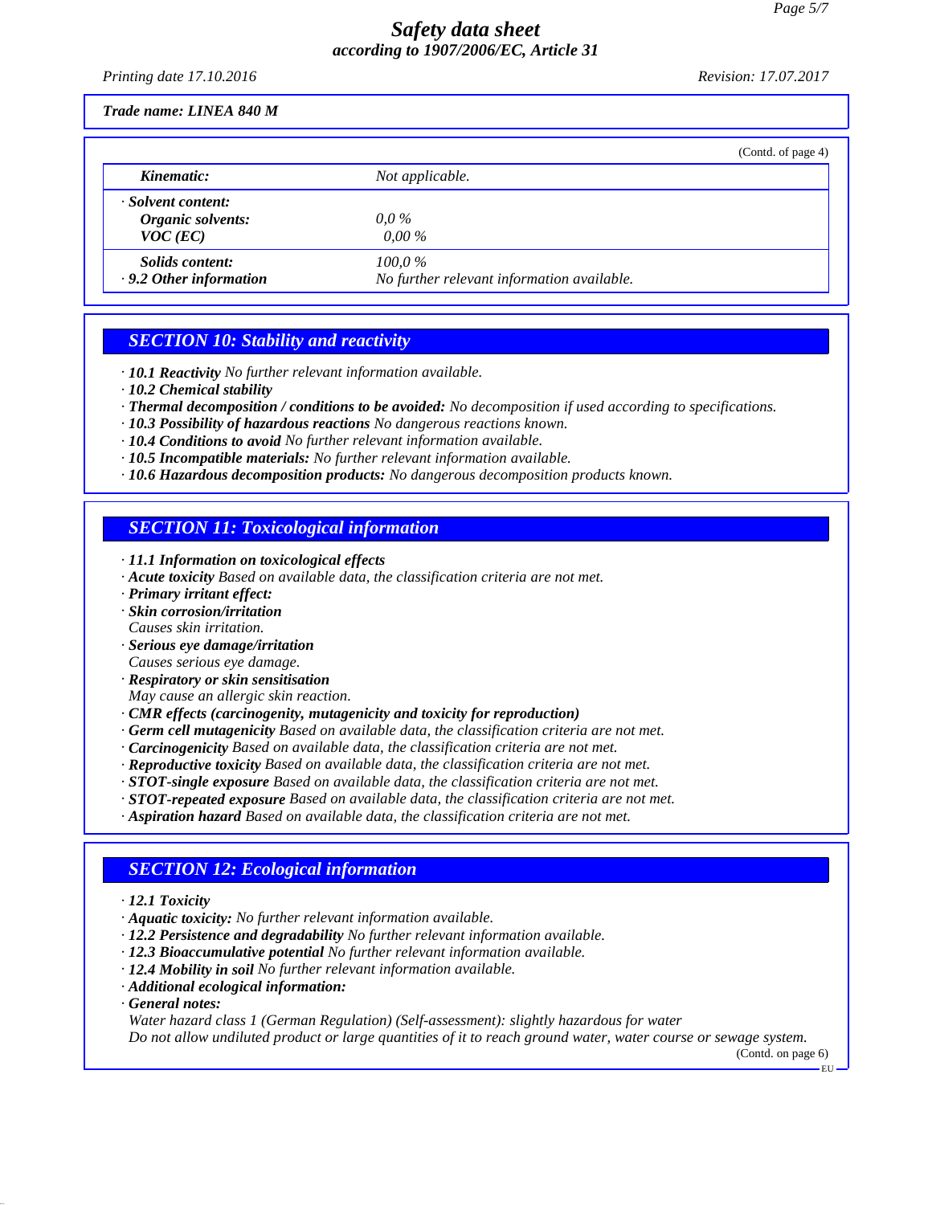*Trade name: LINEA 840 M*

(Contd. of page 4)

| | |
|---|---|
| ***Kinematic:*** | *Not applicable.* |
| *·* ***Solvent content:*** | |
| ***Organic solvents:*** | *0,0 %* |
| ***VOC (EC)*** | *0,00 %* |
| ***Solids content:*** | *100,0 %* |
| *·* ***9.2 Other information*** | *No further relevant information available.* |

## SECTION 10: Stability and reactivity

- ***10.1 Reactivity*** *No further relevant information available.*
- ***10.2 Chemical stability***
- ***Thermal decomposition / conditions to be avoided:*** *No decomposition if used according to specifications.*
- ***10.3 Possibility of hazardous reactions*** *No dangerous reactions known.*
- ***10.4 Conditions to avoid*** *No further relevant information available.*
- ***10.5 Incompatible materials:*** *No further relevant information available.*
- ***10.6 Hazardous decomposition products:*** *No dangerous decomposition products known.*

## SECTION 11: Toxicological information

- ***11.1 Information on toxicological effects***
- ***Acute toxicity*** *Based on available data, the classification criteria are not met.*
- ***Primary irritant effect:***
- ***Skin corrosion/irritation***
  *Causes skin irritation.*
- ***Serious eye damage/irritation***
  *Causes serious eye damage.*
- ***Respiratory or skin sensitisation***
  *May cause an allergic skin reaction.*
- ***CMR effects (carcinogenity, mutagenicity and toxicity for reproduction)***
- ***Germ cell mutagenicity*** *Based on available data, the classification criteria are not met.*
- ***Carcinogenicity*** *Based on available data, the classification criteria are not met.*
- ***Reproductive toxicity*** *Based on available data, the classification criteria are not met.*
- ***STOT-single exposure*** *Based on available data, the classification criteria are not met.*
- ***STOT-repeated exposure*** *Based on available data, the classification criteria are not met.*
- ***Aspiration hazard*** *Based on available data, the classification criteria are not met.*

## SECTION 12: Ecological information

- ***12.1 Toxicity***
- ***Aquatic toxicity:*** *No further relevant information available.*
- ***12.2 Persistence and degradability*** *No further relevant information available.*
- ***12.3 Bioaccumulative potential*** *No further relevant information available.*
- ***12.4 Mobility in soil*** *No further relevant information available.*
- ***Additional ecological information:***
- ***General notes:***
  *Water hazard class 1 (German Regulation) (Self-assessment): slightly hazardous for water*
  *Do not allow undiluted product or large quantities of it to reach ground water, water course or sewage system.*

(Contd. on page 6)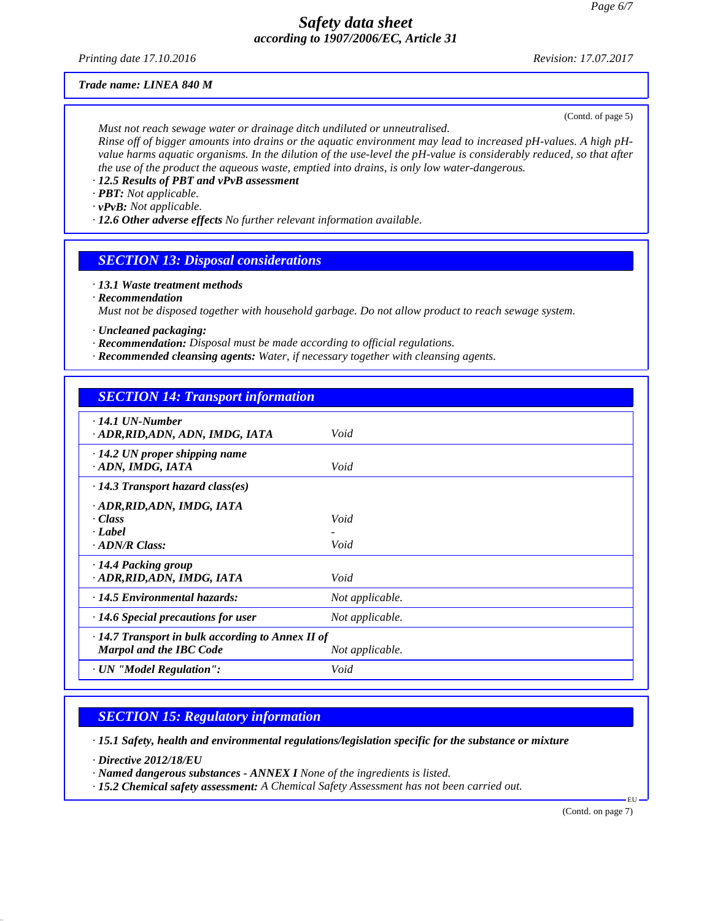*Trade name: LINEA 840 M*

(Contd. of page 5)

*Must not reach sewage water or drainage ditch undiluted or unneutralised.*
*Rinse off of bigger amounts into drains or the aquatic environment may lead to increased pH-values. A high pH-value harms aquatic organisms. In the dilution of the use-level the pH-value is considerably reduced, so that after the use of the product the aqueous waste, emptied into drains, is only low water-dangerous.*

- ***12.5 Results of PBT and vPvB assessment***
- ***PBT:*** *Not applicable.*
- ***vPvB:*** *Not applicable.*
- ***12.6 Other adverse effects*** *No further relevant information available.*

## SECTION 13: Disposal considerations

- ***13.1 Waste treatment methods***
- ***Recommendation***

*Must not be disposed together with household garbage. Do not allow product to reach sewage system.*

- ***Uncleaned packaging:***
- ***Recommendation:*** *Disposal must be made according to official regulations.*
- ***Recommended cleansing agents:*** *Water, if necessary together with cleansing agents.*

## SECTION 14: Transport information

| | |
|---|---|
| ***14.1 UN-Number*** | |
| ***ADR,RID,ADN, ADN, IMDG, IATA*** | *Void* |
| ***14.2 UN proper shipping name*** | |
| ***ADN, IMDG, IATA*** | *Void* |
| ***14.3 Transport hazard class(es)*** | |
| ***ADR,RID,ADN, IMDG, IATA*** | |
| ***Class*** | *Void* |
| ***Label*** | *-* |
| ***ADN/R Class:*** | *Void* |
| ***14.4 Packing group*** | |
| ***ADR,RID,ADN, IMDG, IATA*** | *Void* |
| ***14.5 Environmental hazards:*** | *Not applicable.* |
| ***14.6 Special precautions for user*** | *Not applicable.* |
| ***14.7 Transport in bulk according to Annex II of Marpol and the IBC Code*** | *Not applicable.* |
| ***UN "Model Regulation":*** | *Void* |

## SECTION 15: Regulatory information

- ***15.1 Safety, health and environmental regulations/legislation specific for the substance or mixture***
- ***Directive 2012/18/EU***
- ***Named dangerous substances - ANNEX I*** *None of the ingredients is listed.*
- ***15.2 Chemical safety assessment:*** *A Chemical Safety Assessment has not been carried out.*

(Contd. on page 7)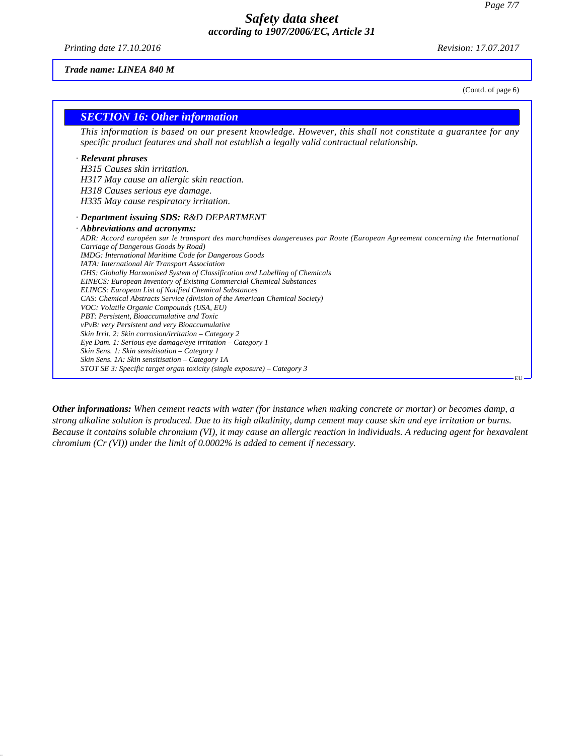*Trade name: LINEA 840 M*

(Contd. of page 6)

## *SECTION 16: Other information*

*This information is based on our present knowledge. However, this shall not constitute a guarantee for any specific product features and shall not establish a legally valid contractual relationship.*

· ***Relevant phrases***

*H315 Causes skin irritation.*
*H317 May cause an allergic skin reaction.*
*H318 Causes serious eye damage.*
*H335 May cause respiratory irritation.*

· ***Department issuing SDS:*** *R&D DEPARTMENT*

· ***Abbreviations and acronyms:***

*ADR: Accord européen sur le transport des marchandises dangereuses par Route (European Agreement concerning the International Carriage of Dangerous Goods by Road)*
*IMDG: International Maritime Code for Dangerous Goods*
*IATA: International Air Transport Association*
*GHS: Globally Harmonised System of Classification and Labelling of Chemicals*
*EINECS: European Inventory of Existing Commercial Chemical Substances*
*ELINCS: European List of Notified Chemical Substances*
*CAS: Chemical Abstracts Service (division of the American Chemical Society)*
*VOC: Volatile Organic Compounds (USA, EU)*
*PBT: Persistent, Bioaccumulative and Toxic*
*vPvB: very Persistent and very Bioaccumulative*
*Skin Irrit. 2: Skin corrosion/irritation – Category 2*
*Eye Dam. 1: Serious eye damage/eye irritation – Category 1*
*Skin Sens. 1: Skin sensitisation – Category 1*
*Skin Sens. 1A: Skin sensitisation – Category 1A*
*STOT SE 3: Specific target organ toxicity (single exposure) – Category 3*

EU

***Other informations:*** *When cement reacts with water (for instance when making concrete or mortar) or becomes damp, a strong alkaline solution is produced. Due to its high alkalinity, damp cement may cause skin and eye irritation or burns. Because it contains soluble chromium (VI), it may cause an allergic reaction in individuals. A reducing agent for hexavalent chromium (Cr (VI)) under the limit of 0.0002% is added to cement if necessary.*